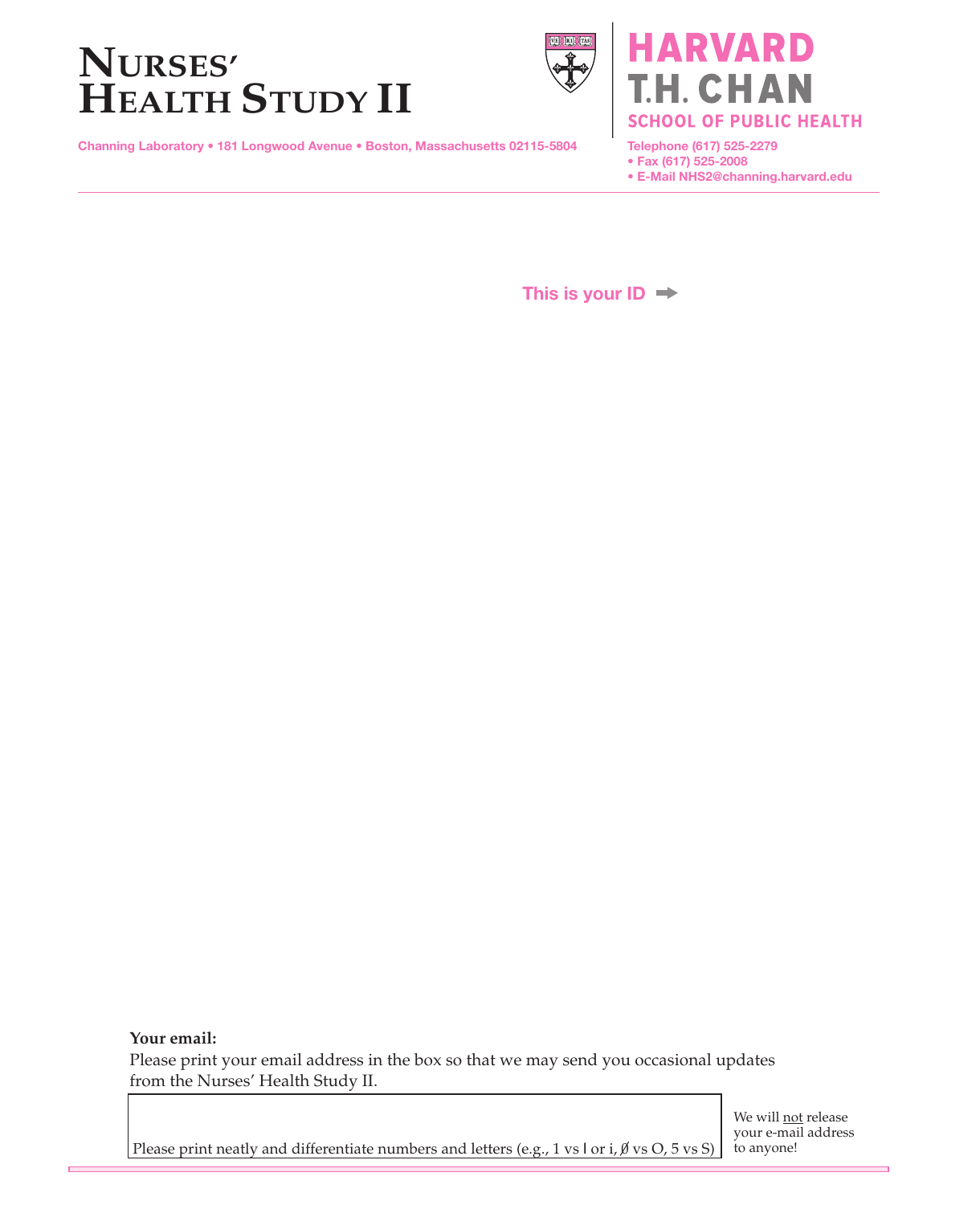# NURSES' HEALTH STUDY II

HARVARD T.H. CHAN SCHOOL OF PUBLIC HEALTH

Channing Laboratory • 181 Longwood Avenue • Boston, Massachusetts 02115-5804

Telephone (617) 525-2279
• Fax (617) 525-2008
• E-Mail NHS2@channing.harvard.edu

This is your ID ➡

**Your email:**
Please print your email address in the box so that we may send you occasional updates from the Nurses' Health Study II.

Please print neatly and differentiate numbers and letters (e.g., 1 vs l or i, Ø vs O, 5 vs S)

We will <u>not</u> release your e-mail address to anyone!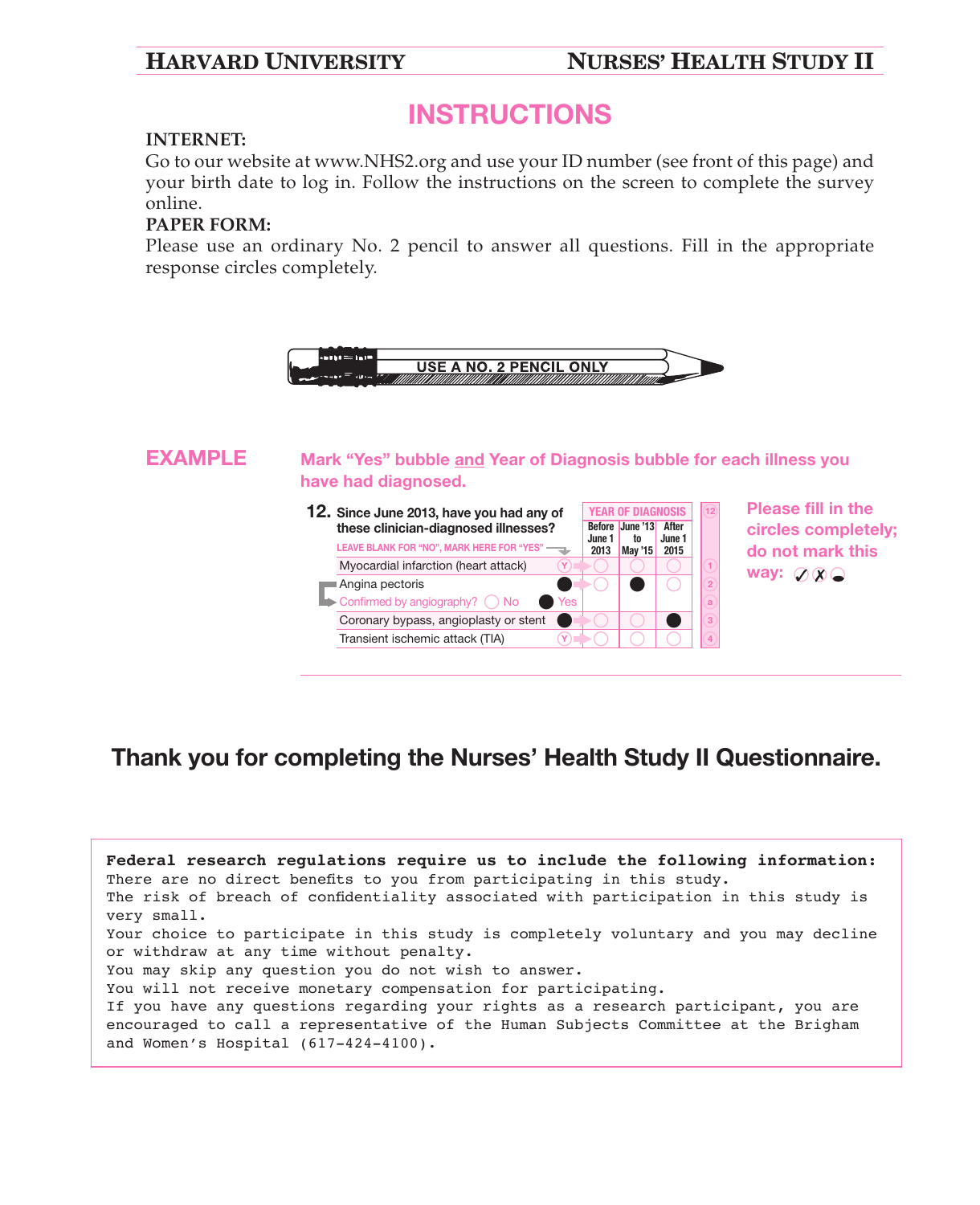# INSTRUCTIONS

**INTERNET:**

Go to our website at www.NHS2.org and use your ID number (see front of this page) and your birth date to log in. Follow the instructions on the screen to complete the survey online.

**PAPER FORM:**

Please use an ordinary No. 2 pencil to answer all questions. Fill in the appropriate response circles completely.

USE A NO. 2 PENCIL ONLY

## EXAMPLE

**Mark "Yes" bubble and Year of Diagnosis bubble for each illness you have had diagnosed.**

**12. Since June 2013, have you had any of these clinician-diagnosed illnesses?**

LEAVE BLANK FOR "NO", MARK HERE FOR "YES"

| | Yes | Before June 1 2013 | June '13 to May '15 | After June 1 2015 | |
|---|---|---|---|---|---|
| Myocardial infarction (heart attack) | Ⓨ | ○ | ○ | ○ | 1 |
| Angina pectoris | ● | ○ | ● | ○ | 2 |
| Confirmed by angiography? ○ No ● Yes | | | | | a |
| Coronary bypass, angioplasty or stent | ● | ○ | ○ | ● | 3 |
| Transient ischemic attack (TIA) | Ⓨ | ○ | ○ | ○ | 4 |

**Please fill in the circles completely; do not mark this way:**

## Thank you for completing the Nurses' Health Study II Questionnaire.

**Federal research regulations require us to include the following information:**

There are no direct benefits to you from participating in this study.

The risk of breach of confidentiality associated with participation in this study is very small.

Your choice to participate in this study is completely voluntary and you may decline or withdraw at any time without penalty.

You may skip any question you do not wish to answer.

You will not receive monetary compensation for participating.

If you have any questions regarding your rights as a research participant, you are encouraged to call a representative of the Human Subjects Committee at the Brigham and Women's Hospital (617-424-4100).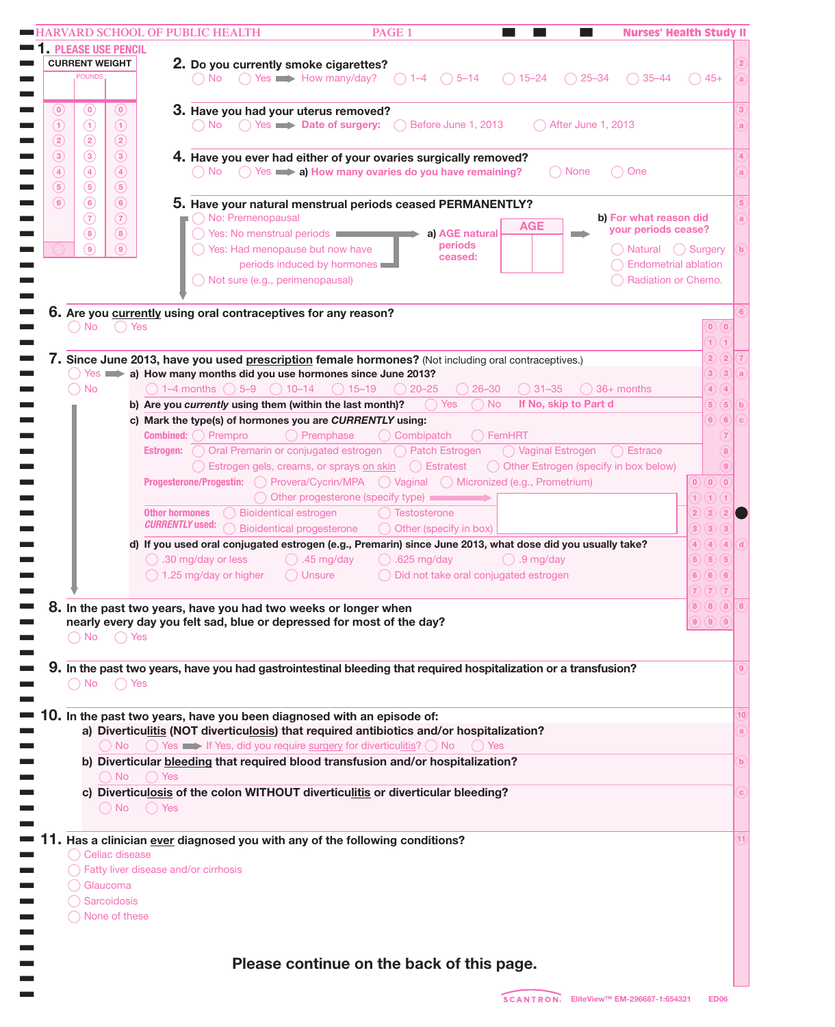HARVARD SCHOOL OF PUBLIC HEALTH — Nurses' Health Study II

**1. PLEASE USE PENCIL**

CURRENT WEIGHT

POUNDS

| | | |
|---|---|---|
| 0 | 0 | 0 |
| 1 | 1 | 1 |
| 2 | 2 | 2 |
| 3 | 3 | 3 |
| 4 | 4 | 4 |
| 5 | 5 | 5 |
| 6 | 6 | 6 |
| | 7 | 7 |
| | 8 | 8 |
| | 9 | 9 |

**2. Do you currently smoke cigarettes?**

◯ No ◯ Yes ➡ How many/day? ◯ 1–4 ◯ 5–14 ◯ 15–24 ◯ 25–34 ◯ 35–44 ◯ 45+

**3. Have you had your uterus removed?**

◯ No ◯ Yes ➡ **Date of surgery:** ◯ Before June 1, 2013 ◯ After June 1, 2013

**4. Have you ever had either of your ovaries surgically removed?**

◯ No ◯ Yes ➡ **a) How many ovaries do you have remaining?** ◯ None ◯ One

**5. Have your natural menstrual periods ceased PERMANENTLY?**

◯ No: Premenopausal
◯ Yes: No menstrual periods
◯ Yes: Had menopause but now have periods induced by hormones
◯ Not sure (e.g., perimenopausal)

**a) AGE natural periods ceased:** AGE [ ][ ]

**b) For what reason did your periods cease?**
◯ Natural ◯ Surgery
◯ Endometrial ablation
◯ Radiation or Chemo.

**6. Are you currently using oral contraceptives for any reason?**

◯ No ◯ Yes

**7. Since June 2013, have you used prescription female hormones?** (Not including oral contraceptives.)

◯ Yes ➡ **a) How many months did you use hormones since June 2013?**
◯ No

◯ 1–4 months ◯ 5–9 ◯ 10–14 ◯ 15–19 ◯ 20–25 ◯ 26–30 ◯ 31–35 ◯ 36+ months

**b) Are you *currently* using them (within the last month)?** ◯ Yes ◯ No **If No, skip to Part d**

**c) Mark the type(s) of hormones you are *CURRENTLY* using:**

**Combined:** ◯ Prempro ◯ Premphase ◯ Combipatch ◯ FemHRT

**Estrogen:** ◯ Oral Premarin or conjugated estrogen ◯ Patch Estrogen ◯ Vaginal Estrogen ◯ Estrace
◯ Estrogen gels, creams, or sprays on skin ◯ Estratest ◯ Other Estrogen (specify in box below)

**Progesterone/Progestin:** ◯ Provera/Cycrin/MPA ◯ Vaginal ◯ Micronized (e.g., Prometrium)
◯ Other progesterone (specify type) ➡

***Other hormones CURRENTLY used:*** ◯ Bioidentical estrogen ◯ Testosterone
◯ Bioidentical progesterone ◯ Other (specify in box)

**d) If you used oral conjugated estrogen (e.g., Premarin) since June 2013, what dose did you usually take?**

◯ .30 mg/day or less ◯ .45 mg/day ◯ .625 mg/day ◯ .9 mg/day
◯ 1.25 mg/day or higher ◯ Unsure ◯ Did not take oral conjugated estrogen

**8. In the past two years, have you had two weeks or longer when nearly every day you felt sad, blue or depressed for most of the day?**

◯ No ◯ Yes

**9. In the past two years, have you had gastrointestinal bleeding that required hospitalization or a transfusion?**

◯ No ◯ Yes

**10. In the past two years, have you been diagnosed with an episode of:**

**a) Diverticulitis (NOT diverticulosis) that required antibiotics and/or hospitalization?**

◯ No ◯ Yes ➡ If Yes, did you require surgery for diverticulitis? ◯ No ◯ Yes

**b) Diverticular bleeding that required blood transfusion and/or hospitalization?**

◯ No ◯ Yes

**c) Diverticulosis of the colon WITHOUT diverticulitis or diverticular bleeding?**

◯ No ◯ Yes

**11. Has a clinician ever diagnosed you with any of the following conditions?**

◯ Celiac disease
◯ Fatty liver disease and/or cirrhosis
◯ Glaucoma
◯ Sarcoidosis
◯ None of these

**Please continue on the back of this page.**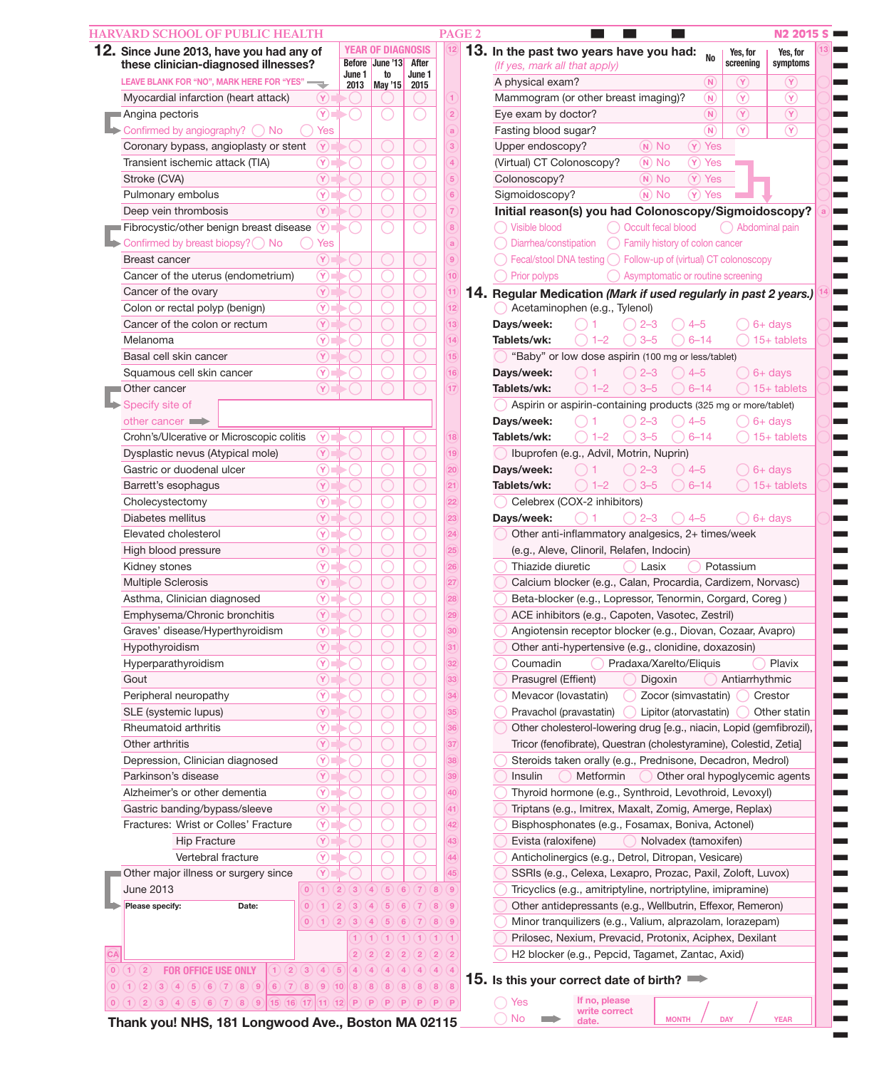## 12. Since June 2013, have you had any of these clinician-diagnosed illnesses?

LEAVE BLANK FOR "NO", MARK HERE FOR "YES"

| Illness | Yes | YEAR OF DIAGNOSIS: Before June 1 2013 | June '13 to May '15 | After June 1 2015 |
|---|---|---|---|---|
| Myocardial infarction (heart attack) | Y | ○ | ○ | ○ |
| Angina pectoris | Y | ○ | ○ | ○ |
| Confirmed by angiography? ○ No ○ Yes | | | | |
| Coronary bypass, angioplasty or stent | Y | ○ | ○ | ○ |
| Transient ischemic attack (TIA) | Y | ○ | ○ | ○ |
| Stroke (CVA) | Y | ○ | ○ | ○ |
| Pulmonary embolus | Y | ○ | ○ | ○ |
| Deep vein thrombosis | Y | ○ | ○ | ○ |
| Fibrocystic/other benign breast disease | Y | ○ | ○ | ○ |
| Confirmed by breast biopsy? ○ No ○ Yes | | | | |
| Breast cancer | Y | ○ | ○ | ○ |
| Cancer of the uterus (endometrium) | Y | ○ | ○ | ○ |
| Cancer of the ovary | Y | ○ | ○ | ○ |
| Colon or rectal polyp (benign) | Y | ○ | ○ | ○ |
| Cancer of the colon or rectum | Y | ○ | ○ | ○ |
| Melanoma | Y | ○ | ○ | ○ |
| Basal cell skin cancer | Y | ○ | ○ | ○ |
| Squamous cell skin cancer | Y | ○ | ○ | ○ |
| Other cancer | Y | ○ | ○ | ○ |
| Specify site of other cancer | | | | |
| Crohn's/Ulcerative or Microscopic colitis | Y | ○ | ○ | ○ |
| Dysplastic nevus (Atypical mole) | Y | ○ | ○ | ○ |
| Gastric or duodenal ulcer | Y | ○ | ○ | ○ |
| Barrett's esophagus | Y | ○ | ○ | ○ |
| Cholecystectomy | Y | ○ | ○ | ○ |
| Diabetes mellitus | Y | ○ | ○ | ○ |
| Elevated cholesterol | Y | ○ | ○ | ○ |
| High blood pressure | Y | ○ | ○ | ○ |
| Kidney stones | Y | ○ | ○ | ○ |
| Multiple Sclerosis | Y | ○ | ○ | ○ |
| Asthma, Clinician diagnosed | Y | ○ | ○ | ○ |
| Emphysema/Chronic bronchitis | Y | ○ | ○ | ○ |
| Graves' disease/Hyperthyroidism | Y | ○ | ○ | ○ |
| Hypothyroidism | Y | ○ | ○ | ○ |
| Hyperparathyroidism | Y | ○ | ○ | ○ |
| Gout | Y | ○ | ○ | ○ |
| Peripheral neuropathy | Y | ○ | ○ | ○ |
| SLE (systemic lupus) | Y | ○ | ○ | ○ |
| Rheumatoid arthritis | Y | ○ | ○ | ○ |
| Other arthritis | Y | ○ | ○ | ○ |
| Depression, Clinician diagnosed | Y | ○ | ○ | ○ |
| Parkinson's disease | Y | ○ | ○ | ○ |
| Alzheimer's or other dementia | Y | ○ | ○ | ○ |
| Gastric banding/bypass/sleeve | Y | ○ | ○ | ○ |
| Fractures: Wrist or Colles' Fracture | Y | ○ | ○ | ○ |
| Hip Fracture | Y | ○ | ○ | ○ |
| Vertebral fracture | Y | ○ | ○ | ○ |
| Other major illness or surgery since June 2013 | Y | ○ | ○ | ○ |

Please specify: Date:

FOR OFFICE USE ONLY

## 13. In the past two years have you had:

*(If yes, mark all that apply)*

| | No | Yes, for screening | Yes, for symptoms |
|---|---|---|---|
| A physical exam? | N | Y | Y |
| Mammogram (or other breast imaging)? | N | Y | Y |
| Eye exam by doctor? | N | Y | Y |
| Fasting blood sugar? | N | Y | Y |

- Upper endoscopy? (N) No (Y) Yes
- (Virtual) CT Colonoscopy? (N) No (Y) Yes
- Colonoscopy? (N) No (Y) Yes
- Sigmoidoscopy? (N) No (Y) Yes

**Initial reason(s) you had Colonoscopy/Sigmoidoscopy?**

○ Visible blood ○ Occult fecal blood ○ Abdominal pain
○ Diarrhea/constipation ○ Family history of colon cancer
○ Fecal/stool DNA testing ○ Follow-up of (virtual) CT colonoscopy
○ Prior polyps ○ Asymptomatic or routine screening

## 14. Regular Medication *(Mark if used regularly in past 2 years.)*

○ Acetaminophen (e.g., Tylenol)
Days/week: ○ 1 ○ 2–3 ○ 4–5 ○ 6+ days
Tablets/wk: ○ 1–2 ○ 3–5 ○ 6–14 ○ 15+ tablets

○ "Baby" or low dose aspirin (100 mg or less/tablet)
Days/week: ○ 1 ○ 2–3 ○ 4–5 ○ 6+ days
Tablets/wk: ○ 1–2 ○ 3–5 ○ 6–14 ○ 15+ tablets

○ Aspirin or aspirin-containing products (325 mg or more/tablet)
Days/week: ○ 1 ○ 2–3 ○ 4–5 ○ 6+ days
Tablets/wk: ○ 1–2 ○ 3–5 ○ 6–14 ○ 15+ tablets

○ Ibuprofen (e.g., Advil, Motrin, Nuprin)
Days/week: ○ 1 ○ 2–3 ○ 4–5 ○ 6+ days
Tablets/wk: ○ 1–2 ○ 3–5 ○ 6–14 ○ 15+ tablets

○ Celebrex (COX-2 inhibitors)
Days/week: ○ 1 ○ 2–3 ○ 4–5 ○ 6+ days

○ Other anti-inflammatory analgesics, 2+ times/week (e.g., Aleve, Clinoril, Relafen, Indocin)
○ Thiazide diuretic ○ Lasix ○ Potassium
○ Calcium blocker (e.g., Calan, Procardia, Cardizem, Norvasc)
○ Beta-blocker (e.g., Lopressor, Tenormin, Corgard, Coreg )
○ ACE inhibitors (e.g., Capoten, Vasotec, Zestril)
○ Angiotensin receptor blocker (e.g., Diovan, Cozaar, Avapro)
○ Other anti-hypertensive (e.g., clonidine, doxazosin)
○ Coumadin ○ Pradaxa/Xarelto/Eliquis ○ Plavix
○ Prasugrel (Effient) ○ Digoxin ○ Antiarrhythmic
○ Mevacor (lovastatin) ○ Zocor (simvastatin) ○ Crestor
○ Pravachol (pravastatin) ○ Lipitor (atorvastatin) ○ Other statin
○ Other cholesterol-lowering drug [e.g., niacin, Lopid (gemfibrozil), Tricor (fenofibrate), Questran (cholestyramine), Colestid, Zetia]
○ Steroids taken orally (e.g., Prednisone, Decadron, Medrol)
○ Insulin ○ Metformin ○ Other oral hypoglycemic agents
○ Thyroid hormone (e.g., Synthroid, Levothroid, Levoxyl)
○ Triptans (e.g., Imitrex, Maxalt, Zomig, Amerge, Replax)
○ Bisphosphonates (e.g., Fosamax, Boniva, Actonel)
○ Evista (raloxifene) ○ Nolvadex (tamoxifen)
○ Anticholinergics (e.g., Detrol, Ditropan, Vesicare)
○ SSRIs (e.g., Celexa, Lexapro, Prozac, Paxil, Zoloft, Luvox)
○ Tricyclics (e.g., amitriptyline, nortriptyline, imipramine)
○ Other antidepressants (e.g., Wellbutrin, Effexor, Remeron)
○ Minor tranquilizers (e.g., Valium, alprazolam, lorazepam)
○ Prilosec, Nexium, Prevacid, Protonix, Aciphex, Dexilant
○ H2 blocker (e.g., Pepcid, Tagamet, Zantac, Axid)

## 15. Is this your correct date of birth?

○ Yes
○ No → If no, please write correct date. MONTH / DAY / YEAR

**Thank you! NHS, 181 Longwood Ave., Boston MA 02115**